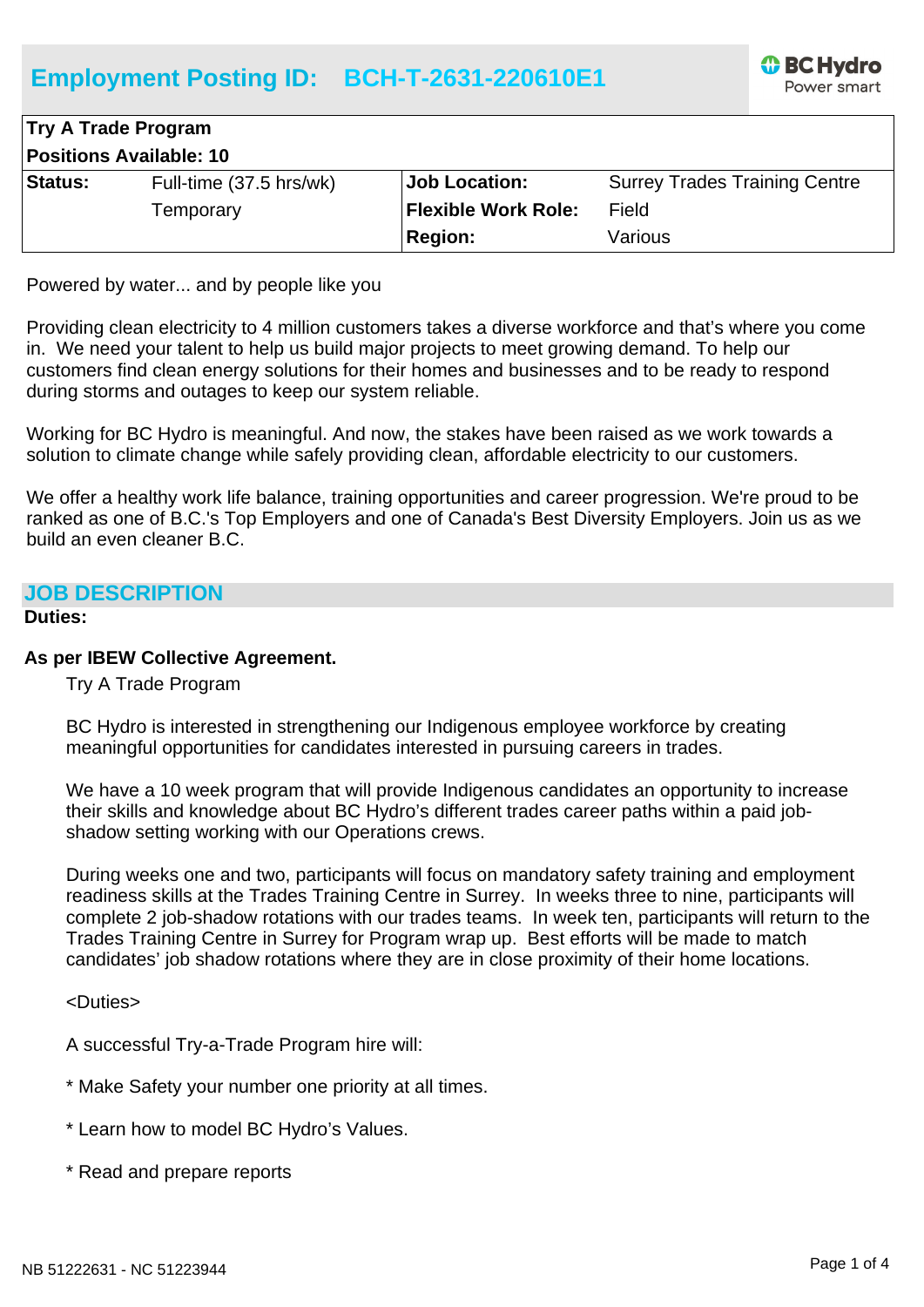# Employment Posting ID: BCH-T-2631-220610E1

| **Try A Trade Program** | | | |
|---|---|---|---|
| **Positions Available: 10** | | | |
| **Status:** | Full-time (37.5 hrs/wk) | **Job Location:** | Surrey Trades Training Centre |
| | Temporary | **Flexible Work Role:** | Field |
| | | **Region:** | Various |

Powered by water... and by people like you

Providing clean electricity to 4 million customers takes a diverse workforce and that's where you come in. We need your talent to help us build major projects to meet growing demand. To help our customers find clean energy solutions for their homes and businesses and to be ready to respond during storms and outages to keep our system reliable.

Working for BC Hydro is meaningful. And now, the stakes have been raised as we work towards a solution to climate change while safely providing clean, affordable electricity to our customers.

We offer a healthy work life balance, training opportunities and career progression. We're proud to be ranked as one of B.C.'s Top Employers and one of Canada's Best Diversity Employers. Join us as we build an even cleaner B.C.

## JOB DESCRIPTION

**Duties:**

**As per IBEW Collective Agreement.**

Try A Trade Program

BC Hydro is interested in strengthening our Indigenous employee workforce by creating meaningful opportunities for candidates interested in pursuing careers in trades.

We have a 10 week program that will provide Indigenous candidates an opportunity to increase their skills and knowledge about BC Hydro's different trades career paths within a paid job-shadow setting working with our Operations crews.

During weeks one and two, participants will focus on mandatory safety training and employment readiness skills at the Trades Training Centre in Surrey. In weeks three to nine, participants will complete 2 job-shadow rotations with our trades teams. In week ten, participants will return to the Trades Training Centre in Surrey for Program wrap up. Best efforts will be made to match candidates' job shadow rotations where they are in close proximity of their home locations.

<Duties>

A successful Try-a-Trade Program hire will:

* Make Safety your number one priority at all times.

* Learn how to model BC Hydro's Values.

* Read and prepare reports

NB 51222631 - NC 51223944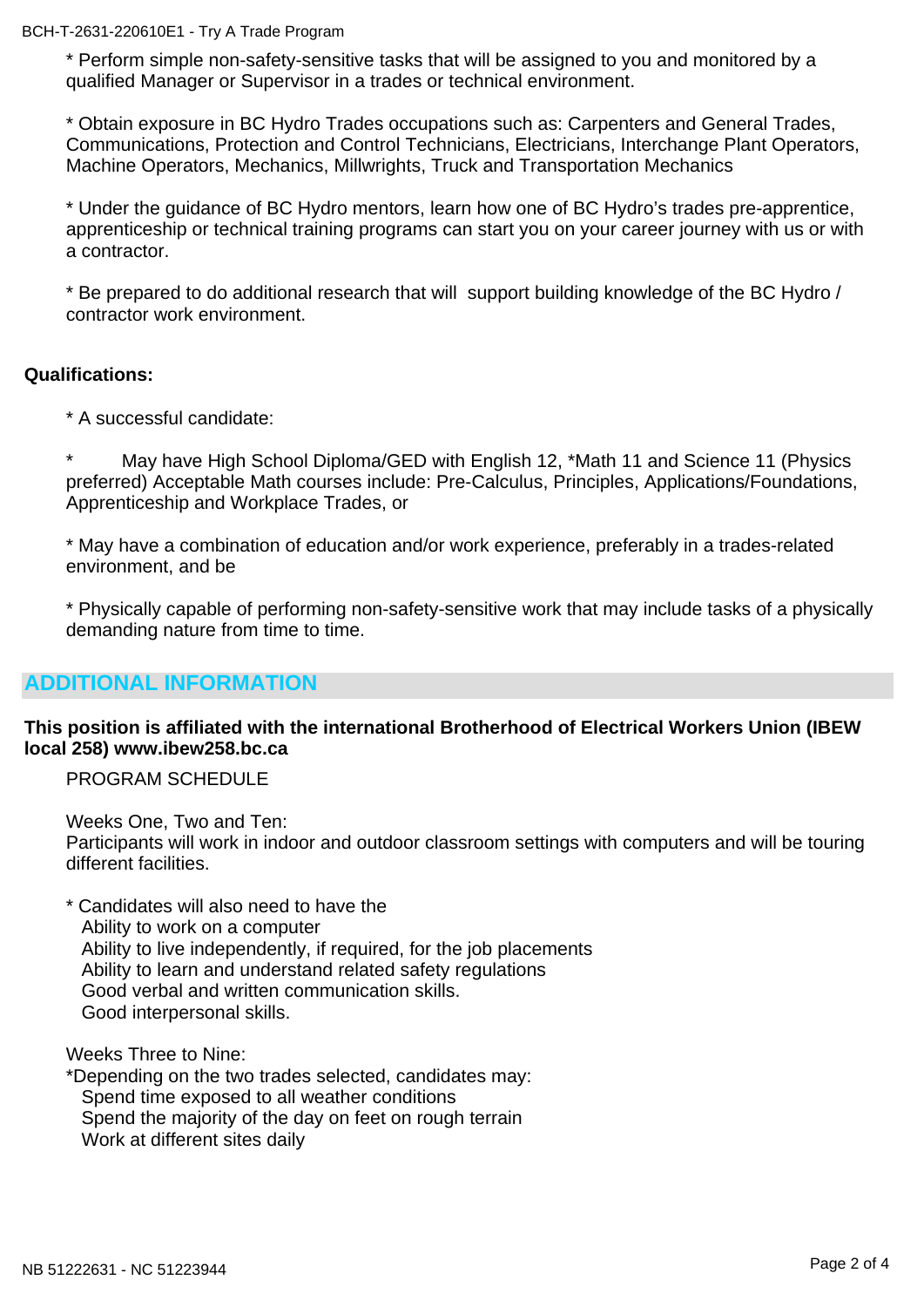* Perform simple non-safety-sensitive tasks that will be assigned to you and monitored by a qualified Manager or Supervisor in a trades or technical environment.

* Obtain exposure in BC Hydro Trades occupations such as: Carpenters and General Trades, Communications, Protection and Control Technicians, Electricians, Interchange Plant Operators, Machine Operators, Mechanics, Millwrights, Truck and Transportation Mechanics

* Under the guidance of BC Hydro mentors, learn how one of BC Hydro's trades pre-apprentice, apprenticeship or technical training programs can start you on your career journey with us or with a contractor.

* Be prepared to do additional research that will support building knowledge of the BC Hydro / contractor work environment.

**Qualifications:**

* A successful candidate:

* May have High School Diploma/GED with English 12, *Math 11 and Science 11 (Physics preferred) Acceptable Math courses include: Pre-Calculus, Principles, Applications/Foundations, Apprenticeship and Workplace Trades, or

* May have a combination of education and/or work experience, preferably in a trades-related environment, and be

* Physically capable of performing non-safety-sensitive work that may include tasks of a physically demanding nature from time to time.

## ADDITIONAL INFORMATION

**This position is affiliated with the international Brotherhood of Electrical Workers Union (IBEW local 258) www.ibew258.bc.ca**

PROGRAM SCHEDULE

Weeks One, Two and Ten:
Participants will work in indoor and outdoor classroom settings with computers and will be touring different facilities.

* Candidates will also need to have the
  Ability to work on a computer
  Ability to live independently, if required, for the job placements
  Ability to learn and understand related safety regulations
  Good verbal and written communication skills.
  Good interpersonal skills.

Weeks Three to Nine:
*Depending on the two trades selected, candidates may:
  Spend time exposed to all weather conditions
  Spend the majority of the day on feet on rough terrain
  Work at different sites daily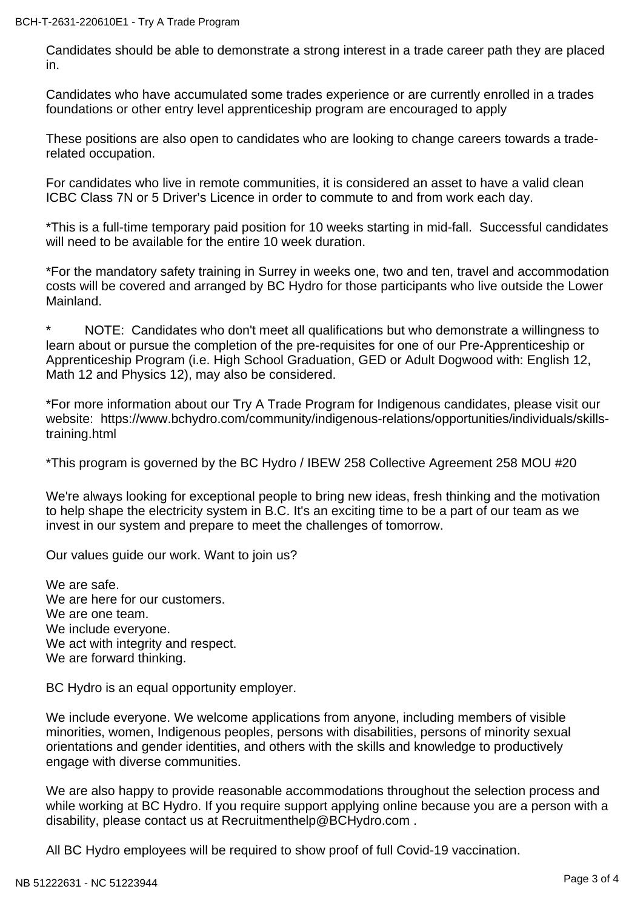Candidates should be able to demonstrate a strong interest in a trade career path they are placed in.

Candidates who have accumulated some trades experience or are currently enrolled in a trades foundations or other entry level apprenticeship program are encouraged to apply

These positions are also open to candidates who are looking to change careers towards a trade-related occupation.

For candidates who live in remote communities, it is considered an asset to have a valid clean ICBC Class 7N or 5 Driver's Licence in order to commute to and from work each day.

*This is a full-time temporary paid position for 10 weeks starting in mid-fall. Successful candidates will need to be available for the entire 10 week duration.

*For the mandatory safety training in Surrey in weeks one, two and ten, travel and accommodation costs will be covered and arranged by BC Hydro for those participants who live outside the Lower Mainland.

* NOTE: Candidates who don't meet all qualifications but who demonstrate a willingness to learn about or pursue the completion of the pre-requisites for one of our Pre-Apprenticeship or Apprenticeship Program (i.e. High School Graduation, GED or Adult Dogwood with: English 12, Math 12 and Physics 12), may also be considered.

*For more information about our Try A Trade Program for Indigenous candidates, please visit our website: https://www.bchydro.com/community/indigenous-relations/opportunities/individuals/skills-training.html

*This program is governed by the BC Hydro / IBEW 258 Collective Agreement 258 MOU #20

We're always looking for exceptional people to bring new ideas, fresh thinking and the motivation to help shape the electricity system in B.C. It's an exciting time to be a part of our team as we invest in our system and prepare to meet the challenges of tomorrow.

Our values guide our work. Want to join us?

We are safe.
We are here for our customers.
We are one team.
We include everyone.
We act with integrity and respect.
We are forward thinking.

BC Hydro is an equal opportunity employer.

We include everyone. We welcome applications from anyone, including members of visible minorities, women, Indigenous peoples, persons with disabilities, persons of minority sexual orientations and gender identities, and others with the skills and knowledge to productively engage with diverse communities.

We are also happy to provide reasonable accommodations throughout the selection process and while working at BC Hydro. If you require support applying online because you are a person with a disability, please contact us at Recruitmenthelp@BCHydro.com .

All BC Hydro employees will be required to show proof of full Covid-19 vaccination.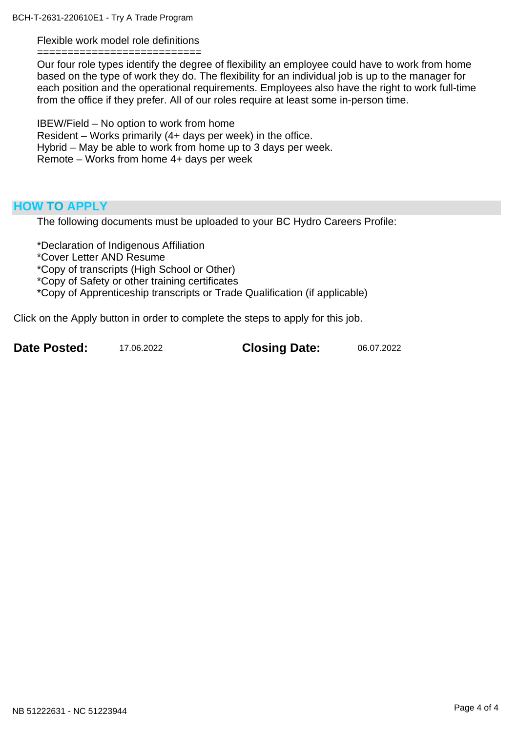Flexible work model role definitions
==========================

Our four role types identify the degree of flexibility an employee could have to work from home based on the type of work they do. The flexibility for an individual job is up to the manager for each position and the operational requirements. Employees also have the right to work full-time from the office if they prefer. All of our roles require at least some in-person time.

IBEW/Field – No option to work from home
Resident – Works primarily (4+ days per week) in the office.
Hybrid – May be able to work from home up to 3 days per week.
Remote – Works from home 4+ days per week

## HOW TO APPLY

The following documents must be uploaded to your BC Hydro Careers Profile:

*Declaration of Indigenous Affiliation
*Cover Letter AND Resume
*Copy of transcripts (High School or Other)
*Copy of Safety or other training certificates
*Copy of Apprenticeship transcripts or Trade Qualification (if applicable)

Click on the Apply button in order to complete the steps to apply for this job.

**Date Posted:** 17.06.2022 **Closing Date:** 06.07.2022